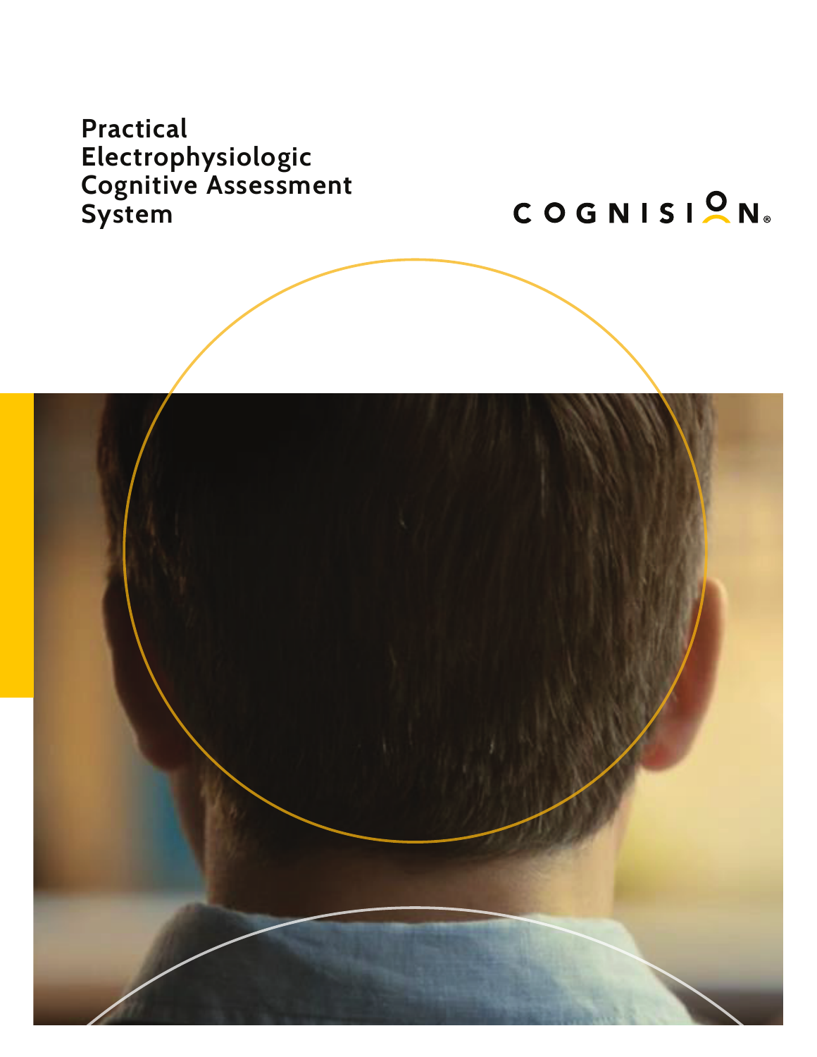# Practical Electrophysiologic Cognitive Assessment System

COGNISION®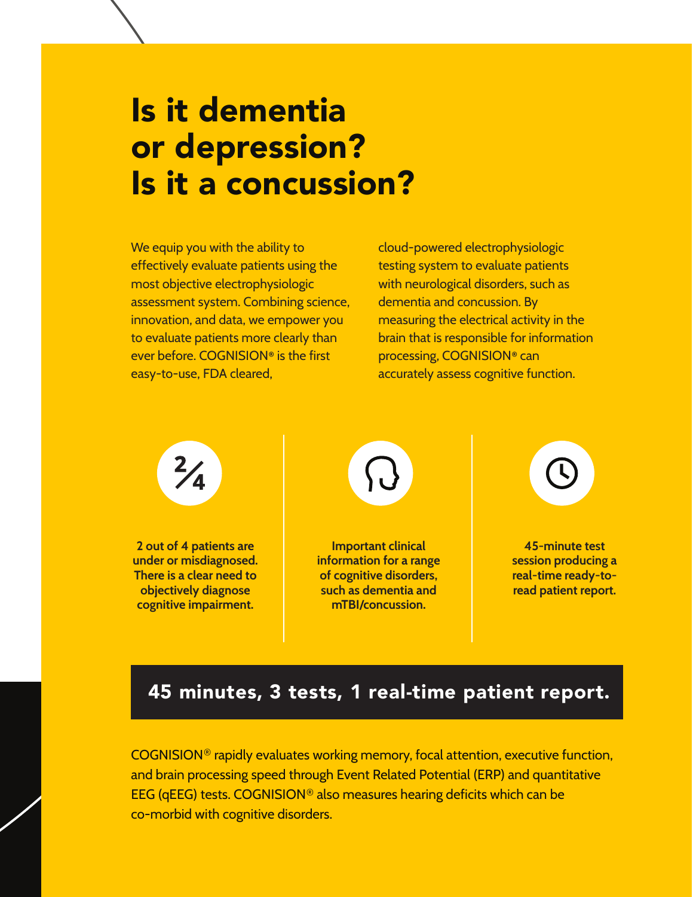# Is it dementia or depression? Is it a concussion?

We equip you with the ability to effectively evaluate patients using the most objective electrophysiologic assessment system. Combining science, innovation, and data, we empower you to evaluate patients more clearly than ever before. COGNISION® is the first easy-to-use, FDA cleared, cloud-powered electrophysiologic testing system to evaluate patients with neurological disorders, such as dementia and concussion. By measuring the electrical activity in the brain that is responsible for information processing, COGNISION® can accurately assess cognitive function.

2/4

**2 out of 4 patients are under or misdiagnosed. There is a clear need to objectively diagnose cognitive impairment.**

**Important clinical information for a range of cognitive disorders, such as dementia and mTBI/concussion.**

**45-minute test session producing a real-time ready-to-read patient report.**

## 45 minutes, 3 tests, 1 real-time patient report.

COGNISION® rapidly evaluates working memory, focal attention, executive function, and brain processing speed through Event Related Potential (ERP) and quantitative EEG (qEEG) tests. COGNISION® also measures hearing deficits which can be co-morbid with cognitive disorders.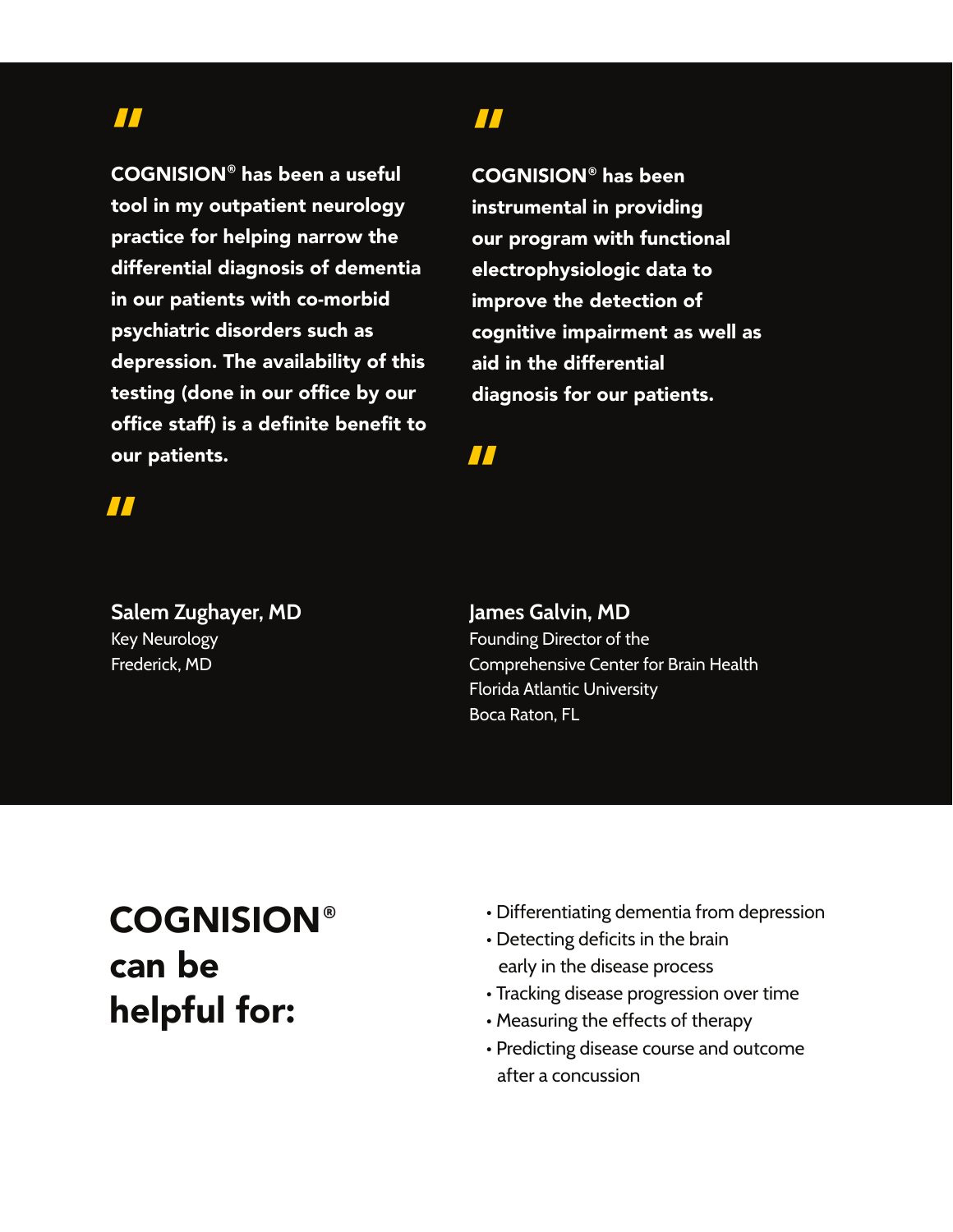> **COGNISION® has been a useful tool in my outpatient neurology practice for helping narrow the differential diagnosis of dementia in our patients with co-morbid psychiatric disorders such as depression. The availability of this testing (done in our office by our office staff) is a definite benefit to our patients.**

**Salem Zughayer, MD**
Key Neurology
Frederick, MD

> **COGNISION® has been instrumental in providing our program with functional electrophysiologic data to improve the detection of cognitive impairment as well as aid in the differential diagnosis for our patients.**

**James Galvin, MD**
Founding Director of the
Comprehensive Center for Brain Health
Florida Atlantic University
Boca Raton, FL

## COGNISION® can be helpful for:

- Differentiating dementia from depression
- Detecting deficits in the brain early in the disease process
- Tracking disease progression over time
- Measuring the effects of therapy
- Predicting disease course and outcome after a concussion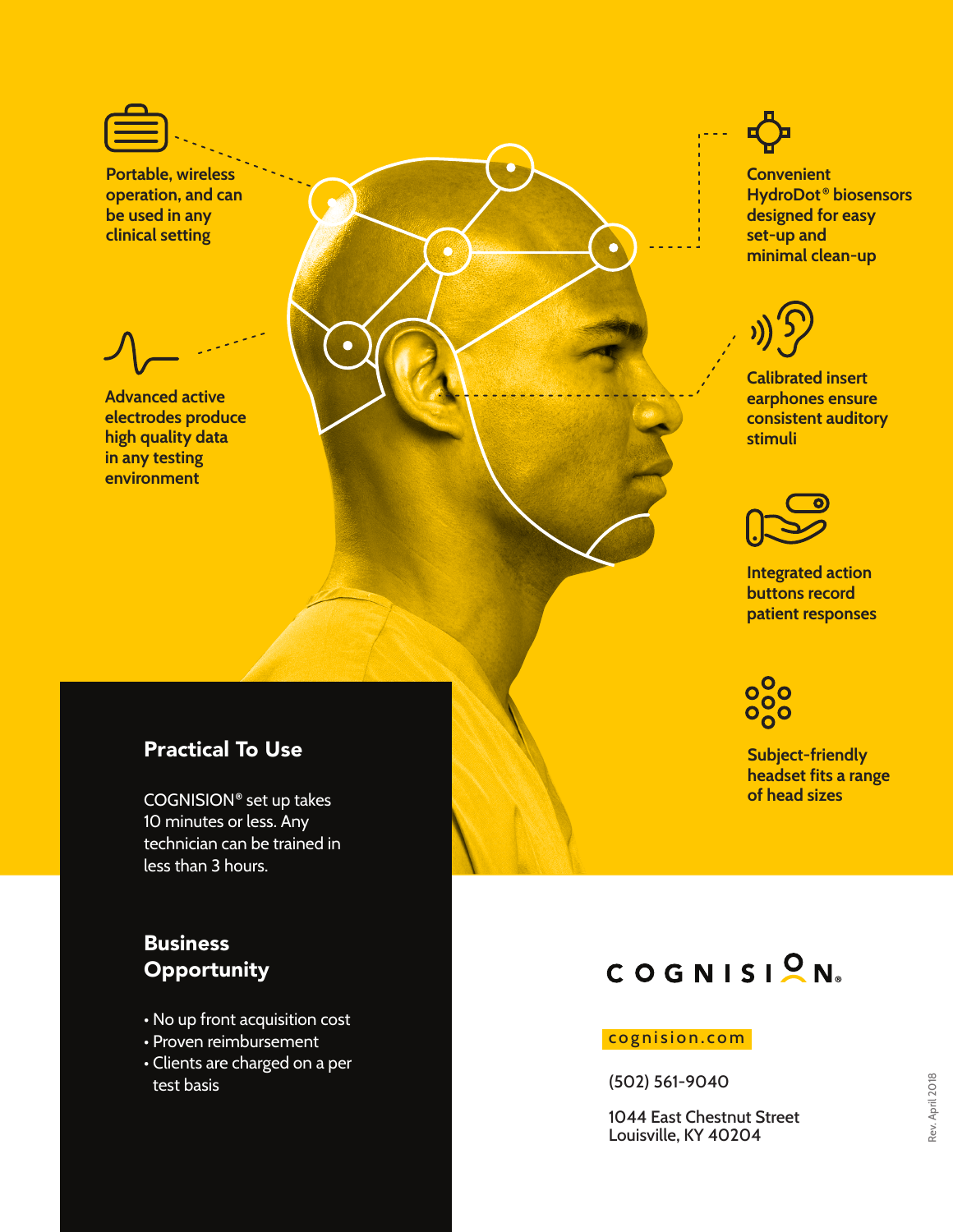Portable, wireless operation, and can be used in any clinical setting

Advanced active electrodes produce high quality data in any testing environment

Convenient HydroDot® biosensors designed for easy set-up and minimal clean-up

Calibrated insert earphones ensure consistent auditory stimuli

Integrated action buttons record patient responses

Subject-friendly headset fits a range of head sizes

## Practical To Use

COGNISION® set up takes 10 minutes or less. Any technician can be trained in less than 3 hours.

## Business Opportunity

- No up front acquisition cost
- Proven reimbursement
- Clients are charged on a per test basis

COGNISION®

cognision.com

(502) 561-9040

1044 East Chestnut Street
Louisville, KY 40204

Rev. April 2018